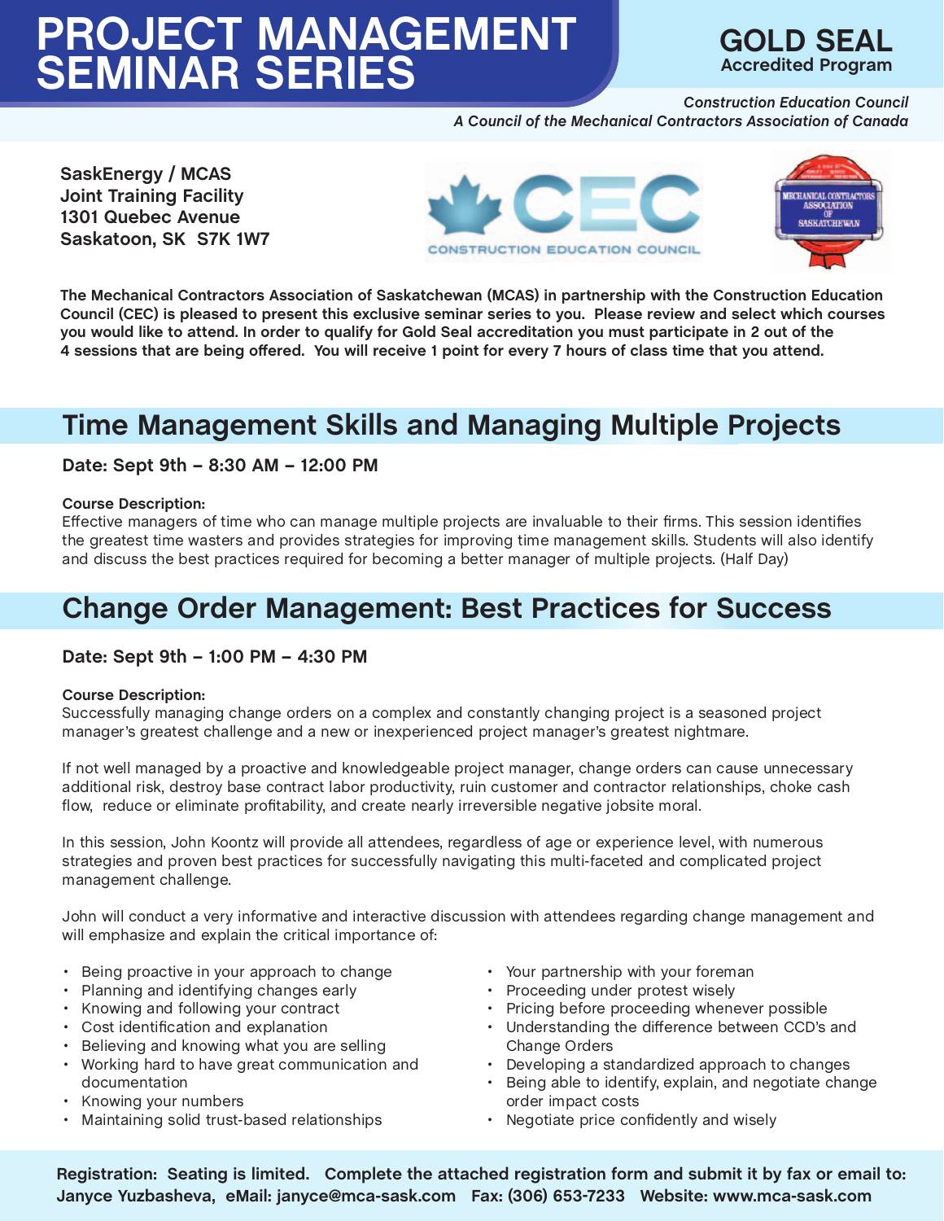# PROJECT MANAGEMENT SEMINAR SERIES

**GOLD SEAL**
**Accredited Program**

*Construction Education Council*
*A Council of the Mechanical Contractors Association of Canada*

**SaskEnergy / MCAS**
**Joint Training Facility**
**1301 Quebec Avenue**
**Saskatoon, SK S7K 1W7**

CEC CONSTRUCTION EDUCATION COUNCIL

MECHANICAL CONTRACTORS ASSOCIATION OF SASKATCHEWAN

**The Mechanical Contractors Association of Saskatchewan (MCAS) in partnership with the Construction Education Council (CEC) is pleased to present this exclusive seminar series to you. Please review and select which courses you would like to attend. In order to qualify for Gold Seal accreditation you must participate in 2 out of the 4 sessions that are being offered. You will receive 1 point for every 7 hours of class time that you attend.**

## Time Management Skills and Managing Multiple Projects

**Date: Sept 9th – 8:30 AM – 12:00 PM**

**Course Description:**
Effective managers of time who can manage multiple projects are invaluable to their firms. This session identifies the greatest time wasters and provides strategies for improving time management skills. Students will also identify and discuss the best practices required for becoming a better manager of multiple projects. (Half Day)

## Change Order Management: Best Practices for Success

**Date: Sept 9th – 1:00 PM – 4:30 PM**

**Course Description:**
Successfully managing change orders on a complex and constantly changing project is a seasoned project manager's greatest challenge and a new or inexperienced project manager's greatest nightmare.

If not well managed by a proactive and knowledgeable project manager, change orders can cause unnecessary additional risk, destroy base contract labor productivity, ruin customer and contractor relationships, choke cash flow, reduce or eliminate profitability, and create nearly irreversible negative jobsite moral.

In this session, John Koontz will provide all attendees, regardless of age or experience level, with numerous strategies and proven best practices for successfully navigating this multi-faceted and complicated project management challenge.

John will conduct a very informative and interactive discussion with attendees regarding change management and will emphasize and explain the critical importance of:

- Being proactive in your approach to change
- Planning and identifying changes early
- Knowing and following your contract
- Cost identification and explanation
- Believing and knowing what you are selling
- Working hard to have great communication and documentation
- Knowing your numbers
- Maintaining solid trust-based relationships
- Your partnership with your foreman
- Proceeding under protest wisely
- Pricing before proceeding whenever possible
- Understanding the difference between CCD's and Change Orders
- Developing a standardized approach to changes
- Being able to identify, explain, and negotiate change order impact costs
- Negotiate price confidently and wisely

**Registration: Seating is limited. Complete the attached registration form and submit it by fax or email to: Janyce Yuzbasheva, eMail: janyce@mca-sask.com Fax: (306) 653-7233 Website: www.mca-sask.com**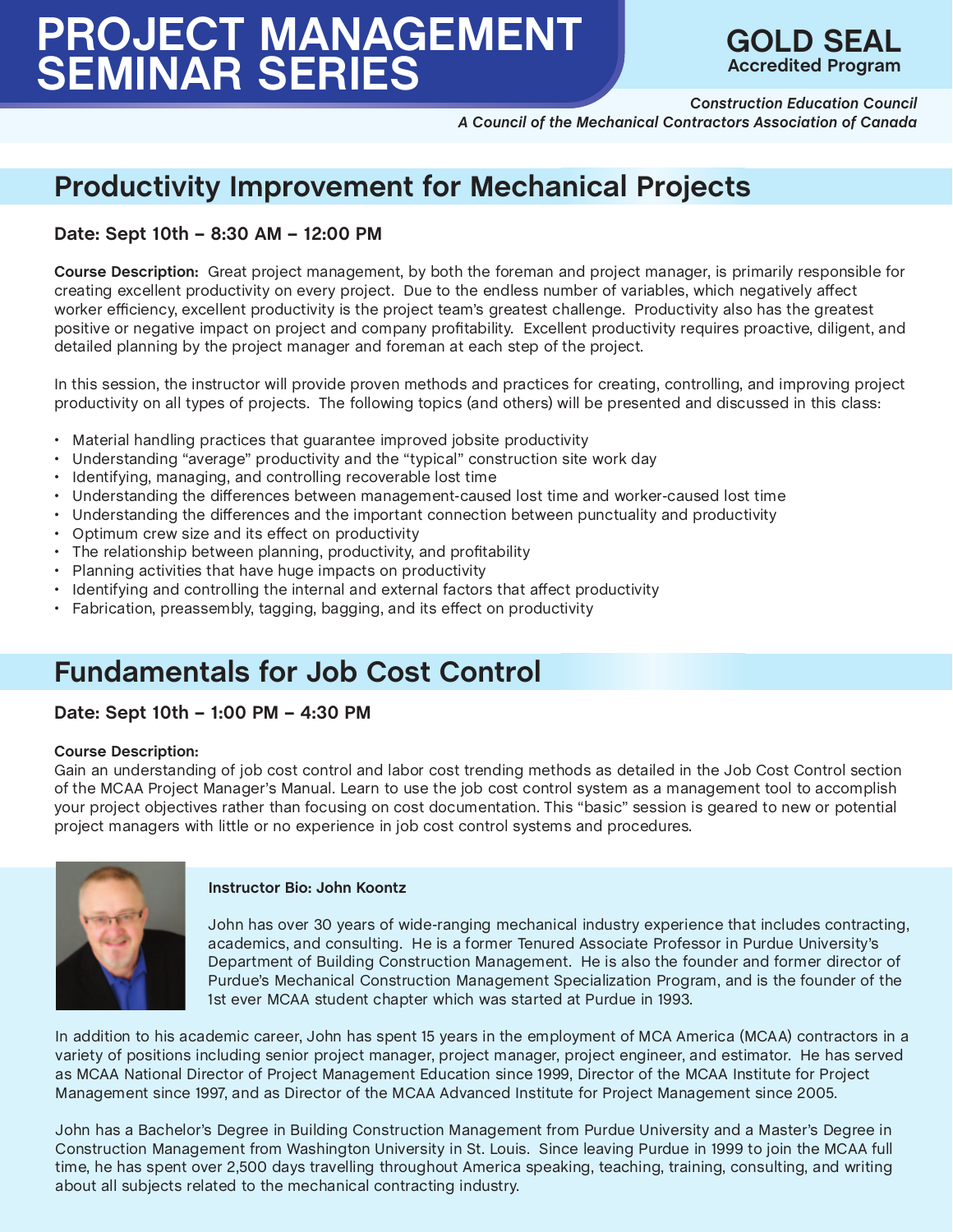# PROJECT MANAGEMENT SEMINAR SERIES

**GOLD SEAL**
**Accredited Program**

*Construction Education Council*
*A Council of the Mechanical Contractors Association of Canada*

## Productivity Improvement for Mechanical Projects

### Date: Sept 10th – 8:30 AM – 12:00 PM

**Course Description:** Great project management, by both the foreman and project manager, is primarily responsible for creating excellent productivity on every project. Due to the endless number of variables, which negatively affect worker efficiency, excellent productivity is the project team's greatest challenge. Productivity also has the greatest positive or negative impact on project and company profitability. Excellent productivity requires proactive, diligent, and detailed planning by the project manager and foreman at each step of the project.

In this session, the instructor will provide proven methods and practices for creating, controlling, and improving project productivity on all types of projects. The following topics (and others) will be presented and discussed in this class:

- Material handling practices that guarantee improved jobsite productivity
- Understanding "average" productivity and the "typical" construction site work day
- Identifying, managing, and controlling recoverable lost time
- Understanding the differences between management-caused lost time and worker-caused lost time
- Understanding the differences and the important connection between punctuality and productivity
- Optimum crew size and its effect on productivity
- The relationship between planning, productivity, and profitability
- Planning activities that have huge impacts on productivity
- Identifying and controlling the internal and external factors that affect productivity
- Fabrication, preassembly, tagging, bagging, and its effect on productivity

## Fundamentals for Job Cost Control

### Date: Sept 10th – 1:00 PM – 4:30 PM

**Course Description:**
Gain an understanding of job cost control and labor cost trending methods as detailed in the Job Cost Control section of the MCAA Project Manager's Manual. Learn to use the job cost control system as a management tool to accomplish your project objectives rather than focusing on cost documentation. This "basic" session is geared to new or potential project managers with little or no experience in job cost control systems and procedures.

**Instructor Bio: John Koontz**

John has over 30 years of wide-ranging mechanical industry experience that includes contracting, academics, and consulting. He is a former Tenured Associate Professor in Purdue University's Department of Building Construction Management. He is also the founder and former director of Purdue's Mechanical Construction Management Specialization Program, and is the founder of the 1st ever MCAA student chapter which was started at Purdue in 1993.

In addition to his academic career, John has spent 15 years in the employment of MCA America (MCAA) contractors in a variety of positions including senior project manager, project manager, project engineer, and estimator. He has served as MCAA National Director of Project Management Education since 1999, Director of the MCAA Institute for Project Management since 1997, and as Director of the MCAA Advanced Institute for Project Management since 2005.

John has a Bachelor's Degree in Building Construction Management from Purdue University and a Master's Degree in Construction Management from Washington University in St. Louis. Since leaving Purdue in 1999 to join the MCAA full time, he has spent over 2,500 days travelling throughout America speaking, teaching, training, consulting, and writing about all subjects related to the mechanical contracting industry.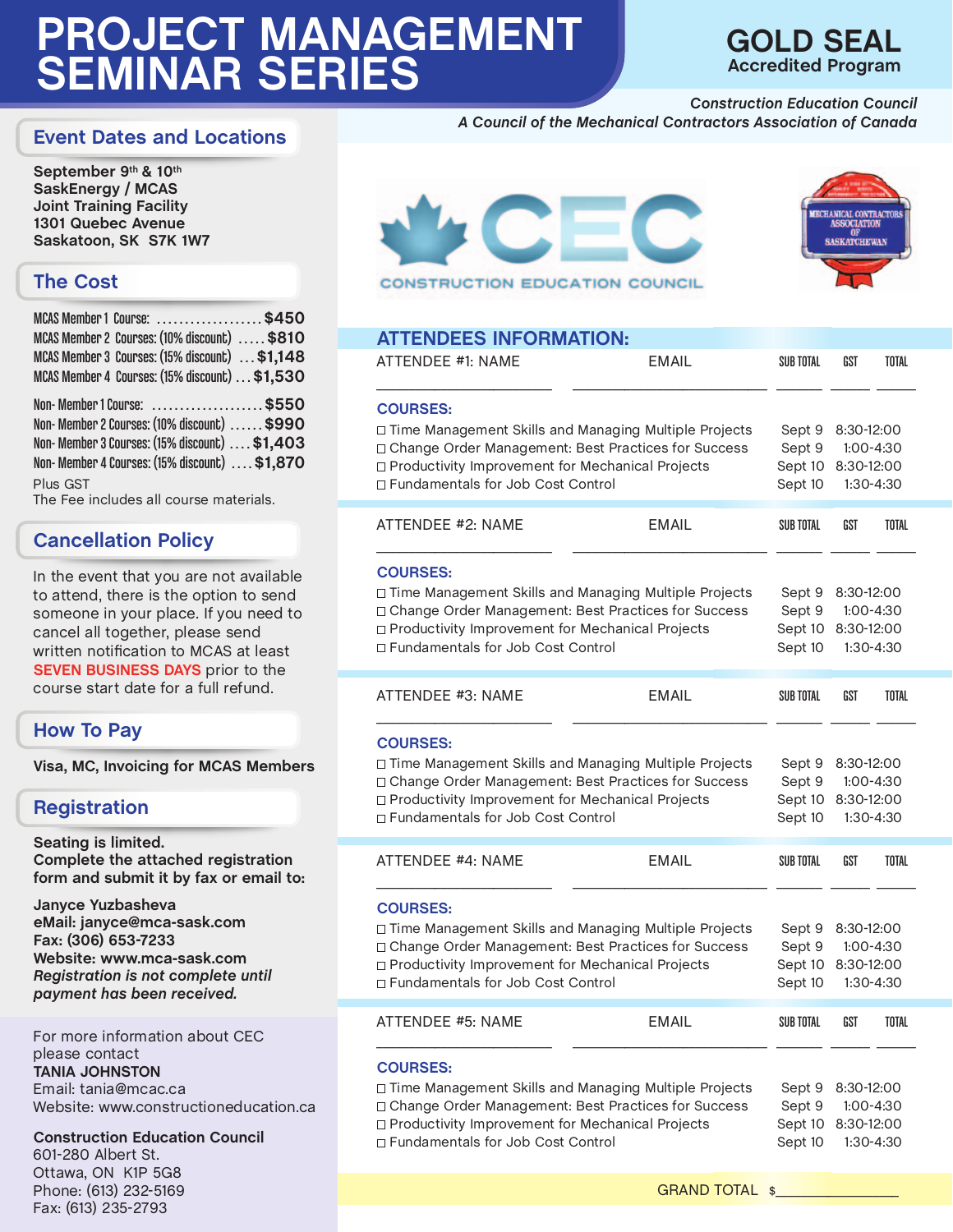# PROJECT MANAGEMENT SEMINAR SERIES

**GOLD SEAL**
Accredited Program

*Construction Education Council*
*A Council of the Mechanical Contractors Association of Canada*

## Event Dates and Locations

**September 9th & 10th**
**SaskEnergy / MCAS**
**Joint Training Facility**
**1301 Quebec Avenue**
**Saskatoon, SK S7K 1W7**

## The Cost

| | |
|---|---|
| MCAS Member 1 Course: | $450 |
| MCAS Member 2 Courses: (10% discount) | $810 |
| MCAS Member 3 Courses: (15% discount) | $1,148 |
| MCAS Member 4 Courses: (15% discount) | $1,530 |
| Non- Member 1 Course: | $550 |
| Non- Member 2 Courses: (10% discount) | $990 |
| Non- Member 3 Courses: (15% discount) | $1,403 |
| Non- Member 4 Courses: (15% discount) | $1,870 |

Plus GST
The Fee includes all course materials.

## Cancellation Policy

In the event that you are not available to attend, there is the option to send someone in your place. If you need to cancel all together, please send written notification to MCAS at least **SEVEN BUSINESS DAYS** prior to the course start date for a full refund.

## How To Pay

**Visa, MC, Invoicing for MCAS Members**

## Registration

**Seating is limited.**
**Complete the attached registration form and submit it by fax or email to:**

**Janyce Yuzbasheva**
**eMail: janyce@mca-sask.com**
**Fax: (306) 653-7233**
**Website: www.mca-sask.com**
***Registration is not complete until payment has been received.***

For more information about CEC please contact
**TANIA JOHNSTON**
Email: tania@mcac.ca
Website: www.constructioneducation.ca

**Construction Education Council**
601-280 Albert St.
Ottawa, ON K1P 5G8
Phone: (613) 232-5169
Fax: (613) 235-2793

CONSTRUCTION EDUCATION COUNCIL

MECHANICAL CONTRACTORS ASSOCIATION OF SASKATCHEWAN

## ATTENDEES INFORMATION:

### ATTENDEE #1:

| NAME | EMAIL | SUB TOTAL | GST | TOTAL |
|---|---|---|---|---|
| ______ | ______ | ______ | ______ | ______ |

**COURSES:**

| Course | Date | Time |
|---|---|---|
| ☐ Time Management Skills and Managing Multiple Projects | Sept 9 | 8:30-12:00 |
| ☐ Change Order Management: Best Practices for Success | Sept 9 | 1:00-4:30 |
| ☐ Productivity Improvement for Mechanical Projects | Sept 10 | 8:30-12:00 |
| ☐ Fundamentals for Job Cost Control | Sept 10 | 1:30-4:30 |

### ATTENDEE #2:

| NAME | EMAIL | SUB TOTAL | GST | TOTAL |
|---|---|---|---|---|
| ______ | ______ | ______ | ______ | ______ |

**COURSES:**

| Course | Date | Time |
|---|---|---|
| ☐ Time Management Skills and Managing Multiple Projects | Sept 9 | 8:30-12:00 |
| ☐ Change Order Management: Best Practices for Success | Sept 9 | 1:00-4:30 |
| ☐ Productivity Improvement for Mechanical Projects | Sept 10 | 8:30-12:00 |
| ☐ Fundamentals for Job Cost Control | Sept 10 | 1:30-4:30 |

### ATTENDEE #3:

| NAME | EMAIL | SUB TOTAL | GST | TOTAL |
|---|---|---|---|---|
| ______ | ______ | ______ | ______ | ______ |

**COURSES:**

| Course | Date | Time |
|---|---|---|
| ☐ Time Management Skills and Managing Multiple Projects | Sept 9 | 8:30-12:00 |
| ☐ Change Order Management: Best Practices for Success | Sept 9 | 1:00-4:30 |
| ☐ Productivity Improvement for Mechanical Projects | Sept 10 | 8:30-12:00 |
| ☐ Fundamentals for Job Cost Control | Sept 10 | 1:30-4:30 |

### ATTENDEE #4:

| NAME | EMAIL | SUB TOTAL | GST | TOTAL |
|---|---|---|---|---|
| ______ | ______ | ______ | ______ | ______ |

**COURSES:**

| Course | Date | Time |
|---|---|---|
| ☐ Time Management Skills and Managing Multiple Projects | Sept 9 | 8:30-12:00 |
| ☐ Change Order Management: Best Practices for Success | Sept 9 | 1:00-4:30 |
| ☐ Productivity Improvement for Mechanical Projects | Sept 10 | 8:30-12:00 |
| ☐ Fundamentals for Job Cost Control | Sept 10 | 1:30-4:30 |

### ATTENDEE #5:

| NAME | EMAIL | SUB TOTAL | GST | TOTAL |
|---|---|---|---|---|
| ______ | ______ | ______ | ______ | ______ |

**COURSES:**

| Course | Date | Time |
|---|---|---|
| ☐ Time Management Skills and Managing Multiple Projects | Sept 9 | 8:30-12:00 |
| ☐ Change Order Management: Best Practices for Success | Sept 9 | 1:00-4:30 |
| ☐ Productivity Improvement for Mechanical Projects | Sept 10 | 8:30-12:00 |
| ☐ Fundamentals for Job Cost Control | Sept 10 | 1:30-4:30 |

GRAND TOTAL $______________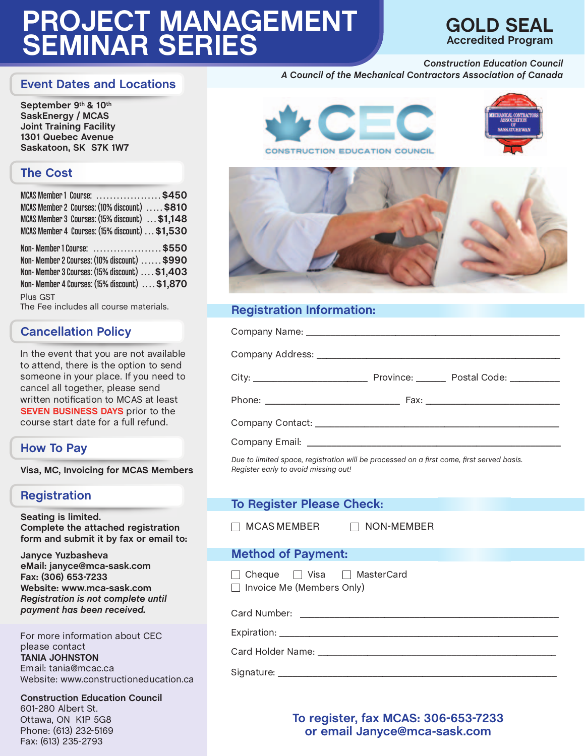# PROJECT MANAGEMENT SEMINAR SERIES

**GOLD SEAL**
Accredited Program

*Construction Education Council*
*A Council of the Mechanical Contractors Association of Canada*

CEC CONSTRUCTION EDUCATION COUNCIL

MECHANICAL CONTRACTORS ASSOCIATION OF SASKATCHEWAN

## Event Dates and Locations

**September 9th & 10th**
**SaskEnergy / MCAS**
**Joint Training Facility**
**1301 Quebec Avenue**
**Saskatoon, SK S7K 1W7**

## The Cost

| | |
|---|---|
| MCAS Member 1 Course: | $450 |
| MCAS Member 2 Courses: (10% discount) | $810 |
| MCAS Member 3 Courses: (15% discount) | $1,148 |
| MCAS Member 4 Courses: (15% discount) | $1,530 |
| Non- Member 1 Course: | $550 |
| Non- Member 2 Courses: (10% discount) | $990 |
| Non- Member 3 Courses: (15% discount) | $1,403 |
| Non- Member 4 Courses: (15% discount) | $1,870 |

Plus GST
The Fee includes all course materials.

## Cancellation Policy

In the event that you are not available to attend, there is the option to send someone in your place. If you need to cancel all together, please send written notification to MCAS at least **SEVEN BUSINESS DAYS** prior to the course start date for a full refund.

## How To Pay

**Visa, MC, Invoicing for MCAS Members**

## Registration

**Seating is limited.**
**Complete the attached registration form and submit it by fax or email to:**

**Janyce Yuzbasheva**
**eMail: janyce@mca-sask.com**
**Fax: (306) 653-7233**
**Website: www.mca-sask.com**
***Registration is not complete until payment has been received.***

For more information about CEC please contact
**TANIA JOHNSTON**
Email: tania@mcac.ca
Website: www.constructioneducation.ca

**Construction Education Council**
601-280 Albert St.
Ottawa, ON K1P 5G8
Phone: (613) 232-5169
Fax: (613) 235-2793

## Registration Information:

Company Name: ______________________________

Company Address: ______________________________

City: ______________ Province: ______ Postal Code: __________

Phone: ______________ Fax: ______________

Company Contact: ______________________________

Company Email: ______________________________

*Due to limited space, registration will be processed on a first come, first served basis. Register early to avoid missing out!*

## To Register Please Check:

☐ MCAS MEMBER ☐ NON-MEMBER

## Method of Payment:

☐ Cheque ☐ Visa ☐ MasterCard
☐ Invoice Me (Members Only)

Card Number: ______________________________

Expiration: ______________________________

Card Holder Name: ______________________________

Signature: ______________________________

**To register, fax MCAS: 306-653-7233**
**or email Janyce@mca-sask.com**